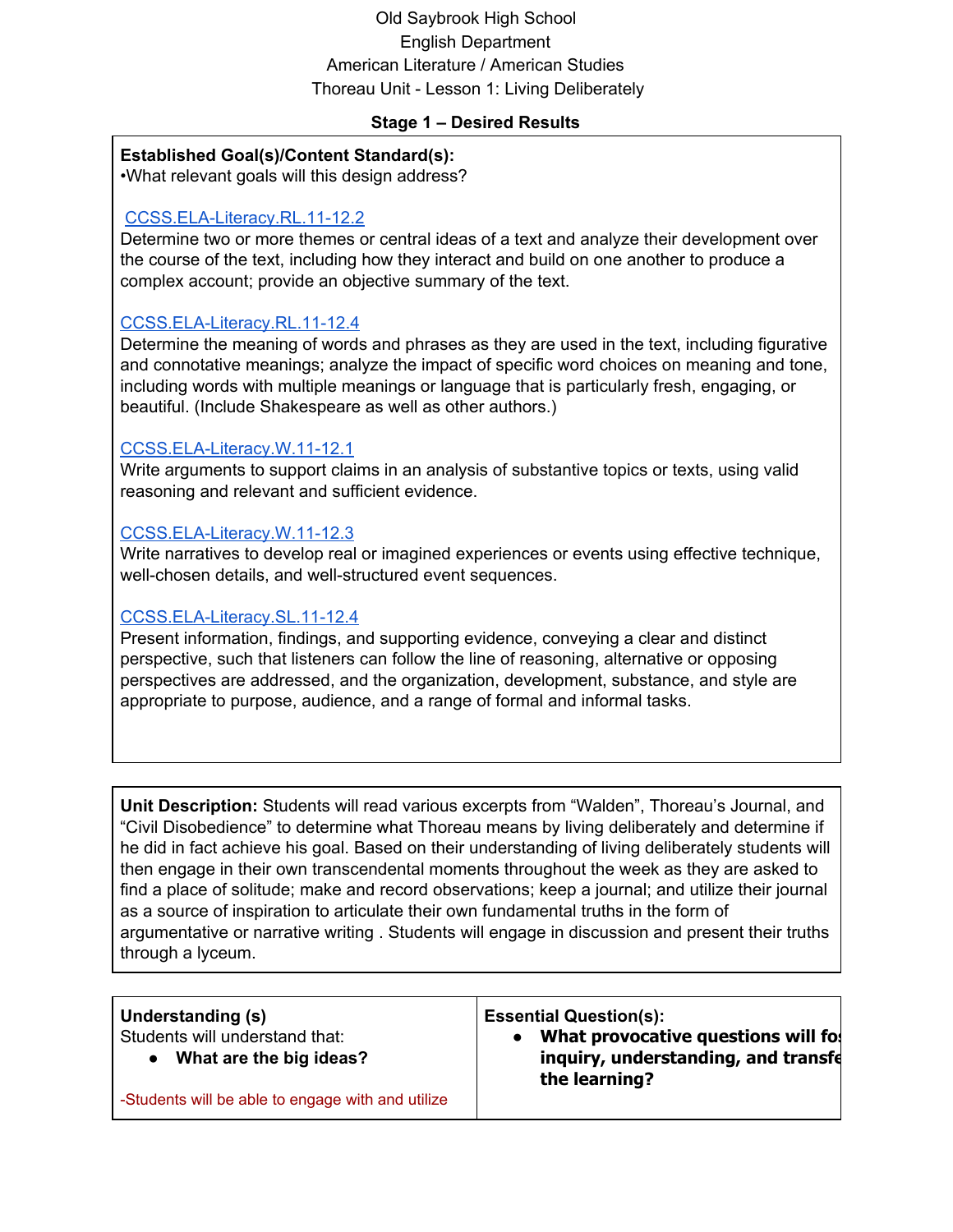Old Saybrook High School
English Department
American Literature / American Studies
Thoreau Unit - Lesson 1: Living Deliberately

## Stage 1 – Desired Results

**Established Goal(s)/Content Standard(s):**
•What relevant goals will this design address?

CCSS.ELA-Literacy.RL.11-12.2
Determine two or more themes or central ideas of a text and analyze their development over the course of the text, including how they interact and build on one another to produce a complex account; provide an objective summary of the text.

CCSS.ELA-Literacy.RL.11-12.4
Determine the meaning of words and phrases as they are used in the text, including figurative and connotative meanings; analyze the impact of specific word choices on meaning and tone, including words with multiple meanings or language that is particularly fresh, engaging, or beautiful. (Include Shakespeare as well as other authors.)

CCSS.ELA-Literacy.W.11-12.1
Write arguments to support claims in an analysis of substantive topics or texts, using valid reasoning and relevant and sufficient evidence.

CCSS.ELA-Literacy.W.11-12.3
Write narratives to develop real or imagined experiences or events using effective technique, well-chosen details, and well-structured event sequences.

CCSS.ELA-Literacy.SL.11-12.4
Present information, findings, and supporting evidence, conveying a clear and distinct perspective, such that listeners can follow the line of reasoning, alternative or opposing perspectives are addressed, and the organization, development, substance, and style are appropriate to purpose, audience, and a range of formal and informal tasks.

**Unit Description:** Students will read various excerpts from "Walden", Thoreau's Journal, and "Civil Disobedience" to determine what Thoreau means by living deliberately and determine if he did in fact achieve his goal. Based on their understanding of living deliberately students will then engage in their own transcendental moments throughout the week as they are asked to find a place of solitude; make and record observations; keep a journal; and utilize their journal as a source of inspiration to articulate their own fundamental truths in the form of argumentative or narrative writing . Students will engage in discussion and present their truths through a lyceum.

| **Understanding (s)**<br>Students will understand that:<br>• **What are the big ideas?**<br><br>-Students will be able to engage with and utilize | **Essential Question(s):**<br>• **What provocative questions will fo inquiry, understanding, and transfe the learning?** |
|---|---|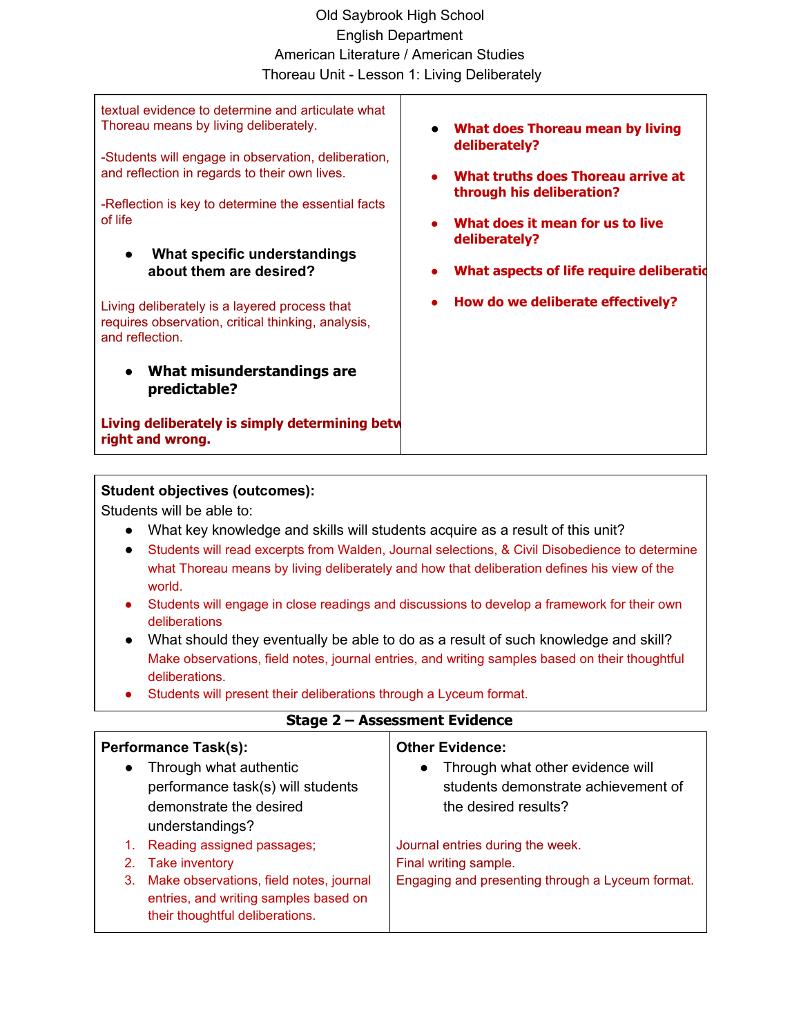Old Saybrook High School
English Department
American Literature / American Studies
Thoreau Unit - Lesson 1: Living Deliberately

| | |
|---|---|
| textual evidence to determine and articulate what Thoreau means by living deliberately.<br><br>-Students will engage in observation, deliberation, and reflection in regards to their own lives.<br><br>-Reflection is key to determine the essential facts of life<br><br>• **What specific understandings about them are desired?**<br><br>Living deliberately is a layered process that requires observation, critical thinking, analysis, and reflection.<br><br>• **What misunderstandings are predictable?**<br><br>**Living deliberately is simply determining betw right and wrong.** | • **What does Thoreau mean by living deliberately?**<br><br>• **What truths does Thoreau arrive at through his deliberation?**<br><br>• **What does it mean for us to live deliberately?**<br><br>• **What aspects of life require deliberatic**<br><br>• **How do we deliberate effectively?** |

**Student objectives (outcomes):**

Students will be able to:

- What key knowledge and skills will students acquire as a result of this unit?
- Students will read excerpts from Walden, Journal selections, & Civil Disobedience to determine what Thoreau means by living deliberately and how that deliberation defines his view of the world.
- Students will engage in close readings and discussions to develop a framework for their own deliberations
- What should they eventually be able to do as a result of such knowledge and skill? Make observations, field notes, journal entries, and writing samples based on their thoughtful deliberations.
- Students will present their deliberations through a Lyceum format.

**Stage 2 – Assessment Evidence**

| **Performance Task(s):** | **Other Evidence:** |
|---|---|
| • Through what authentic performance task(s) will students demonstrate the desired understandings?<br>1. Reading assigned passages;<br>2. Take inventory<br>3. Make observations, field notes, journal entries, and writing samples based on their thoughtful deliberations. | • Through what other evidence will students demonstrate achievement of the desired results?<br><br>Journal entries during the week.<br>Final writing sample.<br>Engaging and presenting through a Lyceum format. |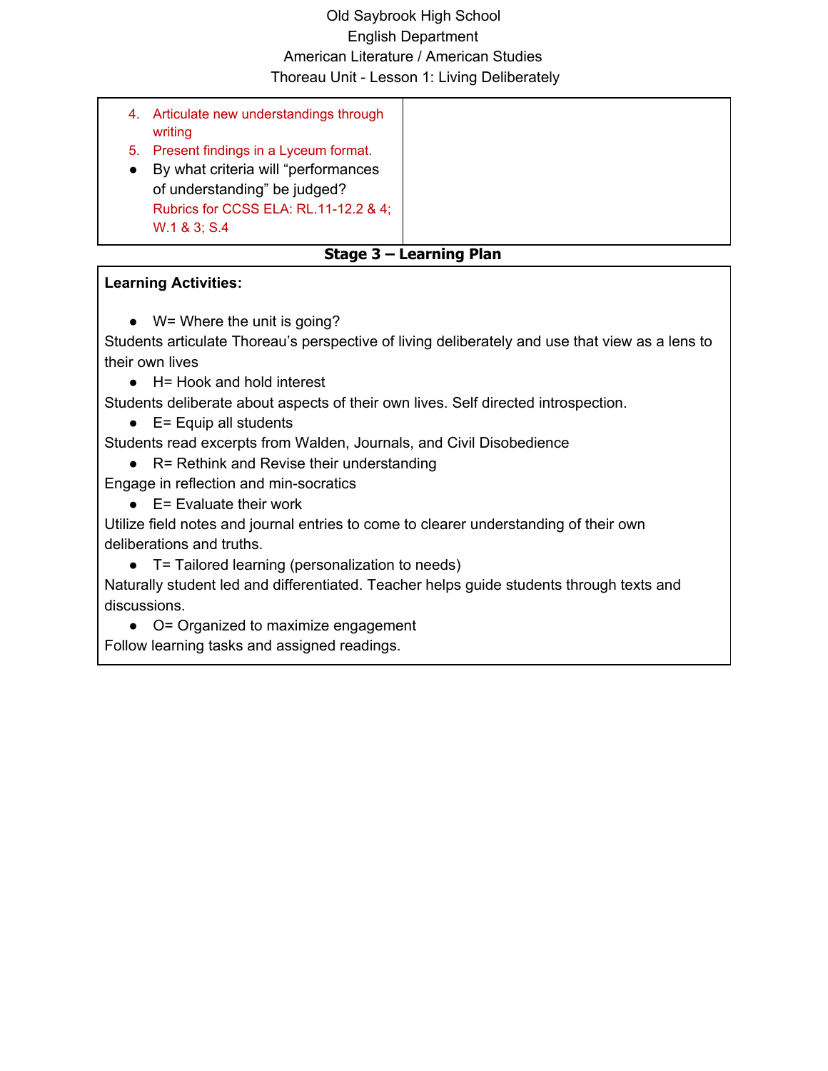Old Saybrook High School
English Department
American Literature / American Studies
Thoreau Unit - Lesson 1: Living Deliberately

| | |
|---|---|
| 4. Articulate new understandings through writing<br>5. Present findings in a Lyceum format.<br>● By what criteria will "performances of understanding" be judged? Rubrics for CCSS ELA: RL.11-12.2 & 4; W.1 & 3; S.4 | |

## Stage 3 – Learning Plan

**Learning Activities:**

- W= Where the unit is going?

Students articulate Thoreau's perspective of living deliberately and use that view as a lens to their own lives

- H= Hook and hold interest

Students deliberate about aspects of their own lives. Self directed introspection.

- E= Equip all students

Students read excerpts from Walden, Journals, and Civil Disobedience

- R= Rethink and Revise their understanding

Engage in reflection and min-socratics

- E= Evaluate their work

Utilize field notes and journal entries to come to clearer understanding of their own deliberations and truths.

- T= Tailored learning (personalization to needs)

Naturally student led and differentiated. Teacher helps guide students through texts and discussions.

- O= Organized to maximize engagement

Follow learning tasks and assigned readings.